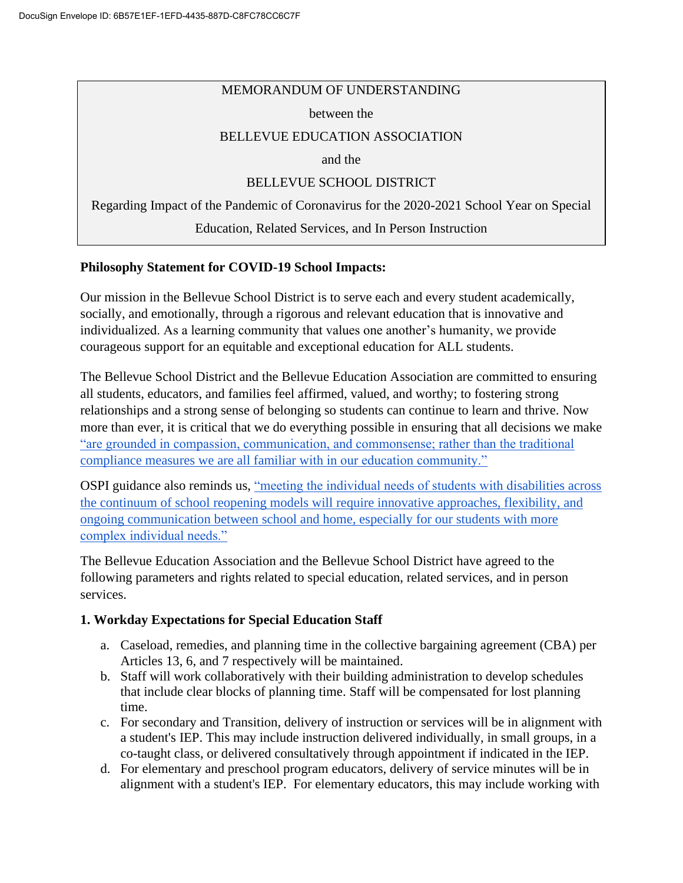MEMORANDUM OF UNDERSTANDING

between the

BELLEVUE EDUCATION ASSOCIATION

and the

BELLEVUE SCHOOL DISTRICT

Regarding Impact of the Pandemic of Coronavirus for the 2020-2021 School Year on Special Education, Related Services, and In Person Instruction

**Philosophy Statement for COVID-19 School Impacts:**

Our mission in the Bellevue School District is to serve each and every student academically, socially, and emotionally, through a rigorous and relevant education that is innovative and individualized. As a learning community that values one another's humanity, we provide courageous support for an equitable and exceptional education for ALL students.

The Bellevue School District and the Bellevue Education Association are committed to ensuring all students, educators, and families feel affirmed, valued, and worthy; to fostering strong relationships and a strong sense of belonging so students can continue to learn and thrive. Now more than ever, it is critical that we do everything possible in ensuring that all decisions we make "are grounded in compassion, communication, and commonsense; rather than the traditional compliance measures we are all familiar with in our education community."

OSPI guidance also reminds us, "meeting the individual needs of students with disabilities across the continuum of school reopening models will require innovative approaches, flexibility, and ongoing communication between school and home, especially for our students with more complex individual needs."

The Bellevue Education Association and the Bellevue School District have agreed to the following parameters and rights related to special education, related services, and in person services.

**1. Workday Expectations for Special Education Staff**

a. Caseload, remedies, and planning time in the collective bargaining agreement (CBA) per Articles 13, 6, and 7 respectively will be maintained.
b. Staff will work collaboratively with their building administration to develop schedules that include clear blocks of planning time. Staff will be compensated for lost planning time.
c. For secondary and Transition, delivery of instruction or services will be in alignment with a student's IEP. This may include instruction delivered individually, in small groups, in a co-taught class, or delivered consultatively through appointment if indicated in the IEP.
d. For elementary and preschool program educators, delivery of service minutes will be in alignment with a student's IEP. For elementary educators, this may include working with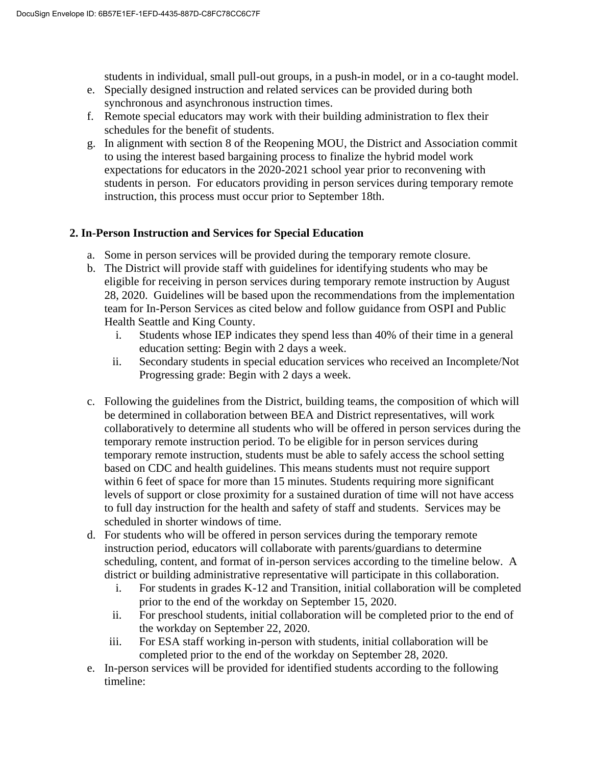students in individual, small pull-out groups, in a push-in model, or in a co-taught model.

e. Specially designed instruction and related services can be provided during both synchronous and asynchronous instruction times.
f. Remote special educators may work with their building administration to flex their schedules for the benefit of students.
g. In alignment with section 8 of the Reopening MOU, the District and Association commit to using the interest based bargaining process to finalize the hybrid model work expectations for educators in the 2020-2021 school year prior to reconvening with students in person. For educators providing in person services during temporary remote instruction, this process must occur prior to September 18th.

## 2. In-Person Instruction and Services for Special Education

a. Some in person services will be provided during the temporary remote closure.
b. The District will provide staff with guidelines for identifying students who may be eligible for receiving in person services during temporary remote instruction by August 28, 2020. Guidelines will be based upon the recommendations from the implementation team for In-Person Services as cited below and follow guidance from OSPI and Public Health Seattle and King County.
   i. Students whose IEP indicates they spend less than 40% of their time in a general education setting: Begin with 2 days a week.
   ii. Secondary students in special education services who received an Incomplete/Not Progressing grade: Begin with 2 days a week.

c. Following the guidelines from the District, building teams, the composition of which will be determined in collaboration between BEA and District representatives, will work collaboratively to determine all students who will be offered in person services during the temporary remote instruction period. To be eligible for in person services during temporary remote instruction, students must be able to safely access the school setting based on CDC and health guidelines. This means students must not require support within 6 feet of space for more than 15 minutes. Students requiring more significant levels of support or close proximity for a sustained duration of time will not have access to full day instruction for the health and safety of staff and students. Services may be scheduled in shorter windows of time.
d. For students who will be offered in person services during the temporary remote instruction period, educators will collaborate with parents/guardians to determine scheduling, content, and format of in-person services according to the timeline below. A district or building administrative representative will participate in this collaboration.
   i. For students in grades K-12 and Transition, initial collaboration will be completed prior to the end of the workday on September 15, 2020.
   ii. For preschool students, initial collaboration will be completed prior to the end of the workday on September 22, 2020.
   iii. For ESA staff working in-person with students, initial collaboration will be completed prior to the end of the workday on September 28, 2020.
e. In-person services will be provided for identified students according to the following timeline: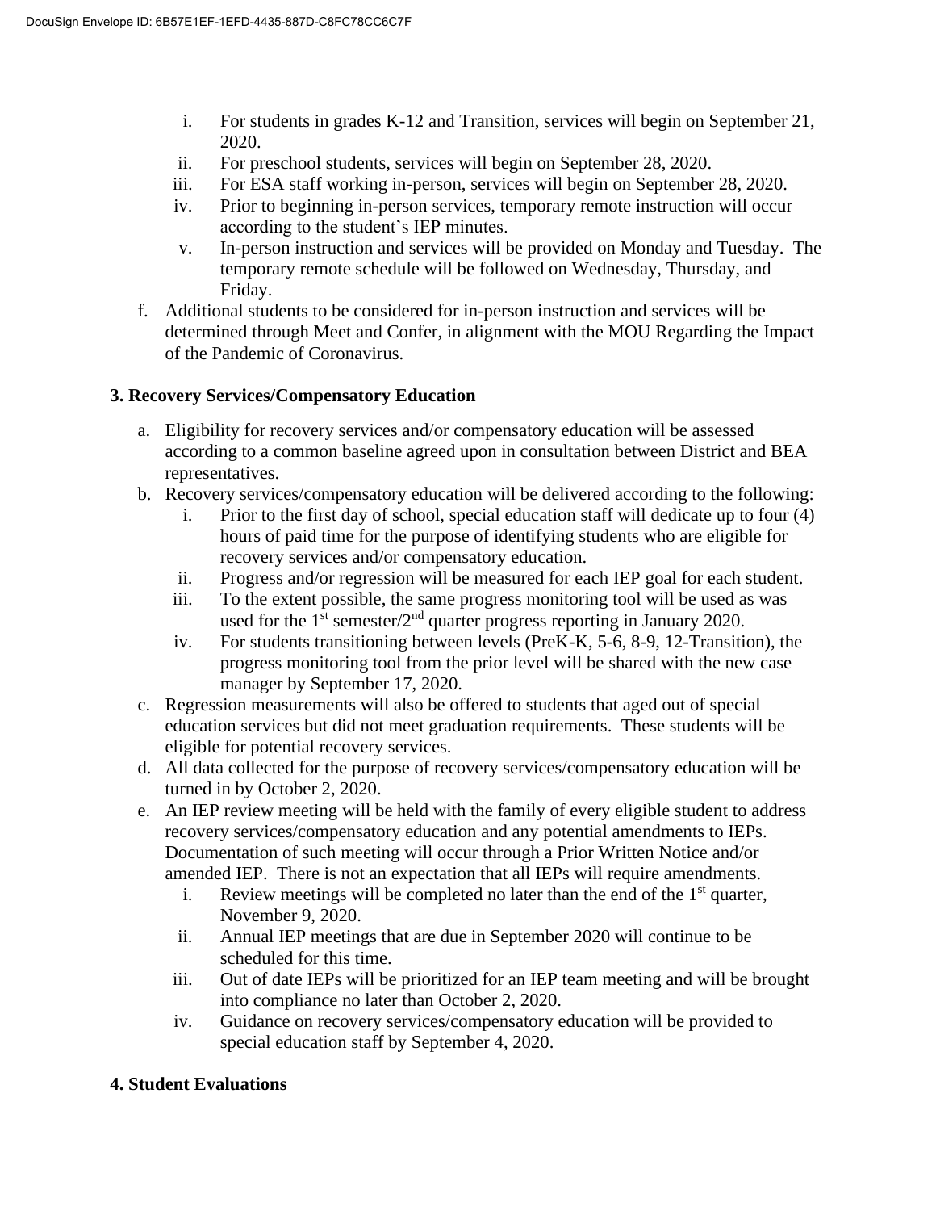i. For students in grades K-12 and Transition, services will begin on September 21, 2020.
ii. For preschool students, services will begin on September 28, 2020.
iii. For ESA staff working in-person, services will begin on September 28, 2020.
iv. Prior to beginning in-person services, temporary remote instruction will occur according to the student's IEP minutes.
v. In-person instruction and services will be provided on Monday and Tuesday. The temporary remote schedule will be followed on Wednesday, Thursday, and Friday.

f. Additional students to be considered for in-person instruction and services will be determined through Meet and Confer, in alignment with the MOU Regarding the Impact of the Pandemic of Coronavirus.

**3. Recovery Services/Compensatory Education**

a. Eligibility for recovery services and/or compensatory education will be assessed according to a common baseline agreed upon in consultation between District and BEA representatives.

b. Recovery services/compensatory education will be delivered according to the following:
   i. Prior to the first day of school, special education staff will dedicate up to four (4) hours of paid time for the purpose of identifying students who are eligible for recovery services and/or compensatory education.
   ii. Progress and/or regression will be measured for each IEP goal for each student.
   iii. To the extent possible, the same progress monitoring tool will be used as was used for the 1st semester/2nd quarter progress reporting in January 2020.
   iv. For students transitioning between levels (PreK-K, 5-6, 8-9, 12-Transition), the progress monitoring tool from the prior level will be shared with the new case manager by September 17, 2020.

c. Regression measurements will also be offered to students that aged out of special education services but did not meet graduation requirements. These students will be eligible for potential recovery services.

d. All data collected for the purpose of recovery services/compensatory education will be turned in by October 2, 2020.

e. An IEP review meeting will be held with the family of every eligible student to address recovery services/compensatory education and any potential amendments to IEPs. Documentation of such meeting will occur through a Prior Written Notice and/or amended IEP. There is not an expectation that all IEPs will require amendments.
   i. Review meetings will be completed no later than the end of the 1st quarter, November 9, 2020.
   ii. Annual IEP meetings that are due in September 2020 will continue to be scheduled for this time.
   iii. Out of date IEPs will be prioritized for an IEP team meeting and will be brought into compliance no later than October 2, 2020.
   iv. Guidance on recovery services/compensatory education will be provided to special education staff by September 4, 2020.

**4. Student Evaluations**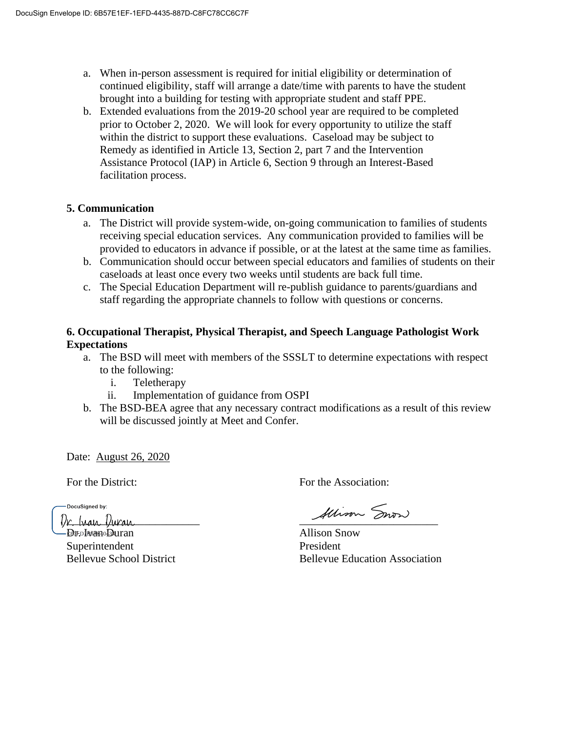a. When in-person assessment is required for initial eligibility or determination of continued eligibility, staff will arrange a date/time with parents to have the student brought into a building for testing with appropriate student and staff PPE.
b. Extended evaluations from the 2019-20 school year are required to be completed prior to October 2, 2020. We will look for every opportunity to utilize the staff within the district to support these evaluations. Caseload may be subject to Remedy as identified in Article 13, Section 2, part 7 and the Intervention Assistance Protocol (IAP) in Article 6, Section 9 through an Interest-Based facilitation process.

**5. Communication**

a. The District will provide system-wide, on-going communication to families of students receiving special education services. Any communication provided to families will be provided to educators in advance if possible, or at the latest at the same time as families.
b. Communication should occur between special educators and families of students on their caseloads at least once every two weeks until students are back full time.
c. The Special Education Department will re-publish guidance to parents/guardians and staff regarding the appropriate channels to follow with questions or concerns.

**6. Occupational Therapist, Physical Therapist, and Speech Language Pathologist Work Expectations**

a. The BSD will meet with members of the SSSLT to determine expectations with respect to the following:
   i. Teletherapy
   ii. Implementation of guidance from OSPI
b. The BSD-BEA agree that any necessary contract modifications as a result of this review will be discussed jointly at Meet and Confer.

Date: August 26, 2020

For the District:

Dr. Ivan Duran
Superintendent
Bellevue School District

For the Association:

Allison Snow
President
Bellevue Education Association